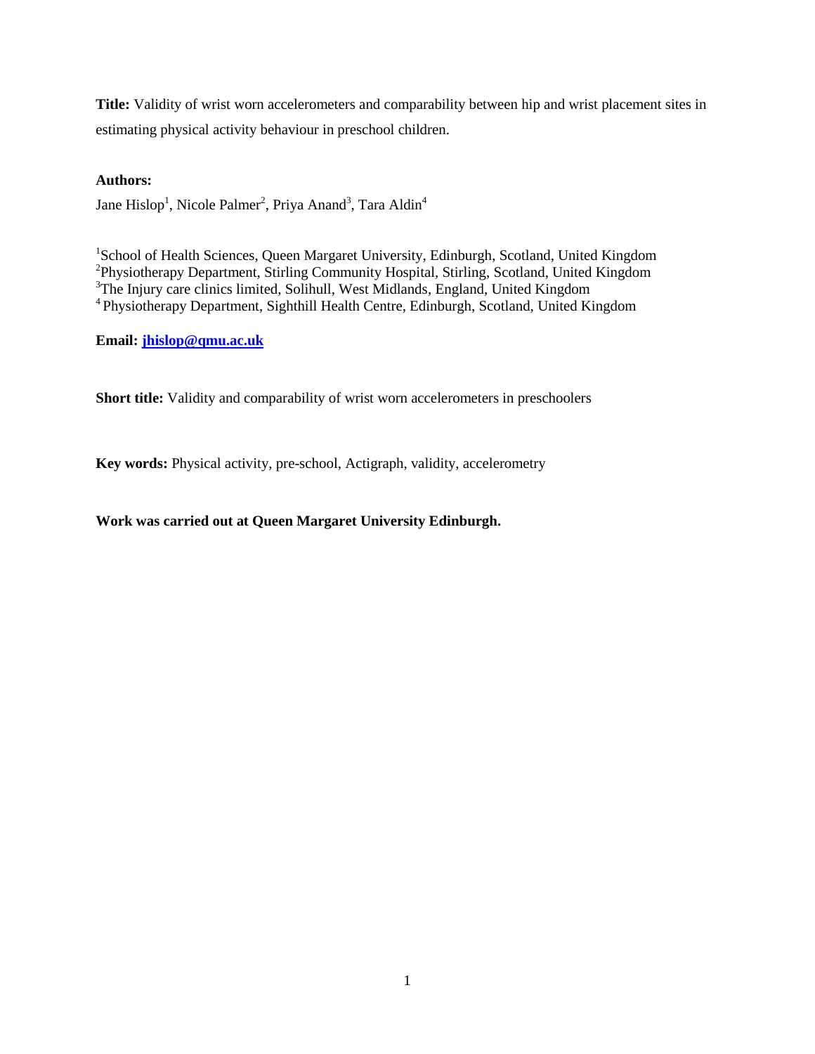**Title:** Validity of wrist worn accelerometers and comparability between hip and wrist placement sites in estimating physical activity behaviour in preschool children.

**Authors:**

Jane Hislop[1], Nicole Palmer[2], Priya Anand[3], Tara Aldin[4]

[1]School of Health Sciences, Queen Margaret University, Edinburgh, Scotland, United Kingdom
[2]Physiotherapy Department, Stirling Community Hospital, Stirling, Scotland, United Kingdom
[3]The Injury care clinics limited, Solihull, West Midlands, England, United Kingdom
[4]Physiotherapy Department, Sighthill Health Centre, Edinburgh, Scotland, United Kingdom

**Email: jhislop@qmu.ac.uk**

**Short title:** Validity and comparability of wrist worn accelerometers in preschoolers

**Key words:** Physical activity, pre-school, Actigraph, validity, accelerometry

**Work was carried out at Queen Margaret University Edinburgh.**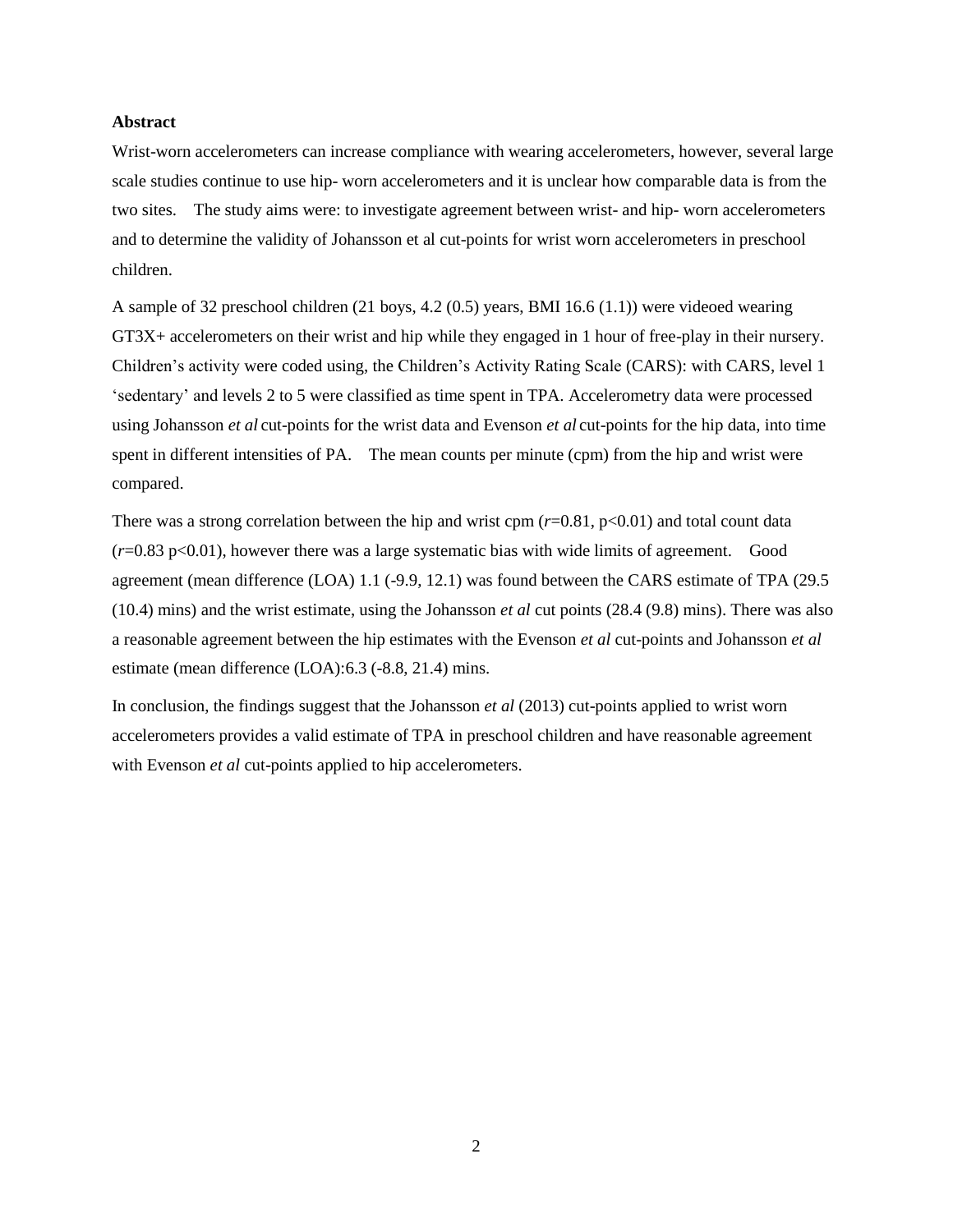**Abstract**

Wrist-worn accelerometers can increase compliance with wearing accelerometers, however, several large scale studies continue to use hip- worn accelerometers and it is unclear how comparable data is from the two sites. The study aims were: to investigate agreement between wrist- and hip- worn accelerometers and to determine the validity of Johansson et al cut-points for wrist worn accelerometers in preschool children.

A sample of 32 preschool children (21 boys, 4.2 (0.5) years, BMI 16.6 (1.1)) were videoed wearing GT3X+ accelerometers on their wrist and hip while they engaged in 1 hour of free-play in their nursery. Children's activity were coded using, the Children's Activity Rating Scale (CARS): with CARS, level 1 'sedentary' and levels 2 to 5 were classified as time spent in TPA. Accelerometry data were processed using Johansson *et al* cut-points for the wrist data and Evenson *et al* cut-points for the hip data, into time spent in different intensities of PA. The mean counts per minute (cpm) from the hip and wrist were compared.

There was a strong correlation between the hip and wrist cpm ($r$=0.81, p<0.01) and total count data ($r$=0.83 p<0.01), however there was a large systematic bias with wide limits of agreement. Good agreement (mean difference (LOA) 1.1 (-9.9, 12.1) was found between the CARS estimate of TPA (29.5 (10.4) mins) and the wrist estimate, using the Johansson *et al* cut points (28.4 (9.8) mins). There was also a reasonable agreement between the hip estimates with the Evenson *et al* cut-points and Johansson *et al* estimate (mean difference (LOA):6.3 (-8.8, 21.4) mins.

In conclusion, the findings suggest that the Johansson *et al* (2013) cut-points applied to wrist worn accelerometers provides a valid estimate of TPA in preschool children and have reasonable agreement with Evenson *et al* cut-points applied to hip accelerometers.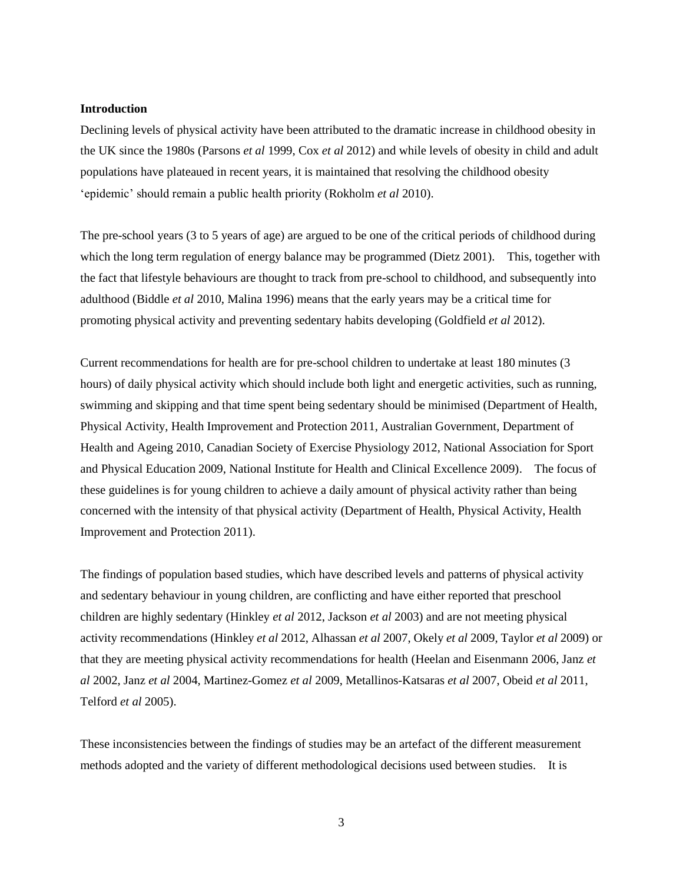## Introduction

Declining levels of physical activity have been attributed to the dramatic increase in childhood obesity in the UK since the 1980s (Parsons *et al* 1999, Cox *et al* 2012) and while levels of obesity in child and adult populations have plateaued in recent years, it is maintained that resolving the childhood obesity 'epidemic' should remain a public health priority (Rokholm *et al* 2010).

The pre-school years (3 to 5 years of age) are argued to be one of the critical periods of childhood during which the long term regulation of energy balance may be programmed (Dietz 2001). This, together with the fact that lifestyle behaviours are thought to track from pre-school to childhood, and subsequently into adulthood (Biddle *et al* 2010, Malina 1996) means that the early years may be a critical time for promoting physical activity and preventing sedentary habits developing (Goldfield *et al* 2012).

Current recommendations for health are for pre-school children to undertake at least 180 minutes (3 hours) of daily physical activity which should include both light and energetic activities, such as running, swimming and skipping and that time spent being sedentary should be minimised (Department of Health, Physical Activity, Health Improvement and Protection 2011, Australian Government, Department of Health and Ageing 2010, Canadian Society of Exercise Physiology 2012, National Association for Sport and Physical Education 2009, National Institute for Health and Clinical Excellence 2009). The focus of these guidelines is for young children to achieve a daily amount of physical activity rather than being concerned with the intensity of that physical activity (Department of Health, Physical Activity, Health Improvement and Protection 2011).

The findings of population based studies, which have described levels and patterns of physical activity and sedentary behaviour in young children, are conflicting and have either reported that preschool children are highly sedentary (Hinkley *et al* 2012, Jackson *et al* 2003) and are not meeting physical activity recommendations (Hinkley *et al* 2012, Alhassan *et al* 2007, Okely *et al* 2009, Taylor *et al* 2009) or that they are meeting physical activity recommendations for health (Heelan and Eisenmann 2006, Janz *et al* 2002, Janz *et al* 2004, Martinez-Gomez *et al* 2009, Metallinos-Katsaras *et al* 2007, Obeid *et al* 2011, Telford *et al* 2005).

These inconsistencies between the findings of studies may be an artefact of the different measurement methods adopted and the variety of different methodological decisions used between studies. It is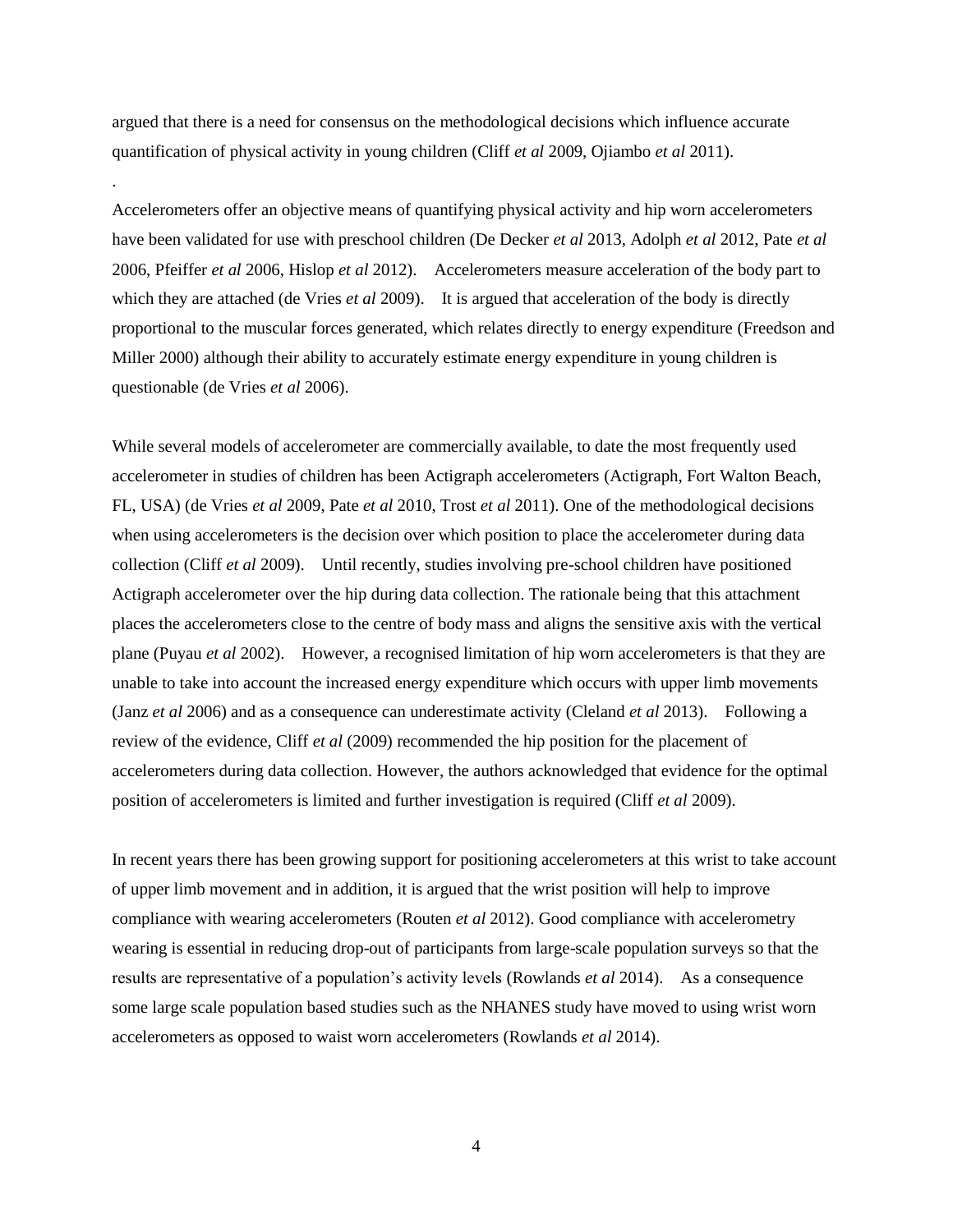argued that there is a need for consensus on the methodological decisions which influence accurate quantification of physical activity in young children (Cliff *et al* 2009, Ojiambo *et al* 2011).

.

Accelerometers offer an objective means of quantifying physical activity and hip worn accelerometers have been validated for use with preschool children (De Decker *et al* 2013, Adolph *et al* 2012, Pate *et al* 2006, Pfeiffer *et al* 2006, Hislop *et al* 2012). Accelerometers measure acceleration of the body part to which they are attached (de Vries *et al* 2009). It is argued that acceleration of the body is directly proportional to the muscular forces generated, which relates directly to energy expenditure (Freedson and Miller 2000) although their ability to accurately estimate energy expenditure in young children is questionable (de Vries *et al* 2006).

While several models of accelerometer are commercially available, to date the most frequently used accelerometer in studies of children has been Actigraph accelerometers (Actigraph, Fort Walton Beach, FL, USA) (de Vries *et al* 2009, Pate *et al* 2010, Trost *et al* 2011). One of the methodological decisions when using accelerometers is the decision over which position to place the accelerometer during data collection (Cliff *et al* 2009). Until recently, studies involving pre-school children have positioned Actigraph accelerometer over the hip during data collection. The rationale being that this attachment places the accelerometers close to the centre of body mass and aligns the sensitive axis with the vertical plane (Puyau *et al* 2002). However, a recognised limitation of hip worn accelerometers is that they are unable to take into account the increased energy expenditure which occurs with upper limb movements (Janz *et al* 2006) and as a consequence can underestimate activity (Cleland *et al* 2013). Following a review of the evidence, Cliff *et al* (2009) recommended the hip position for the placement of accelerometers during data collection. However, the authors acknowledged that evidence for the optimal position of accelerometers is limited and further investigation is required (Cliff *et al* 2009).

In recent years there has been growing support for positioning accelerometers at this wrist to take account of upper limb movement and in addition, it is argued that the wrist position will help to improve compliance with wearing accelerometers (Routen *et al* 2012). Good compliance with accelerometry wearing is essential in reducing drop-out of participants from large-scale population surveys so that the results are representative of a population's activity levels (Rowlands *et al* 2014). As a consequence some large scale population based studies such as the NHANES study have moved to using wrist worn accelerometers as opposed to waist worn accelerometers (Rowlands *et al* 2014).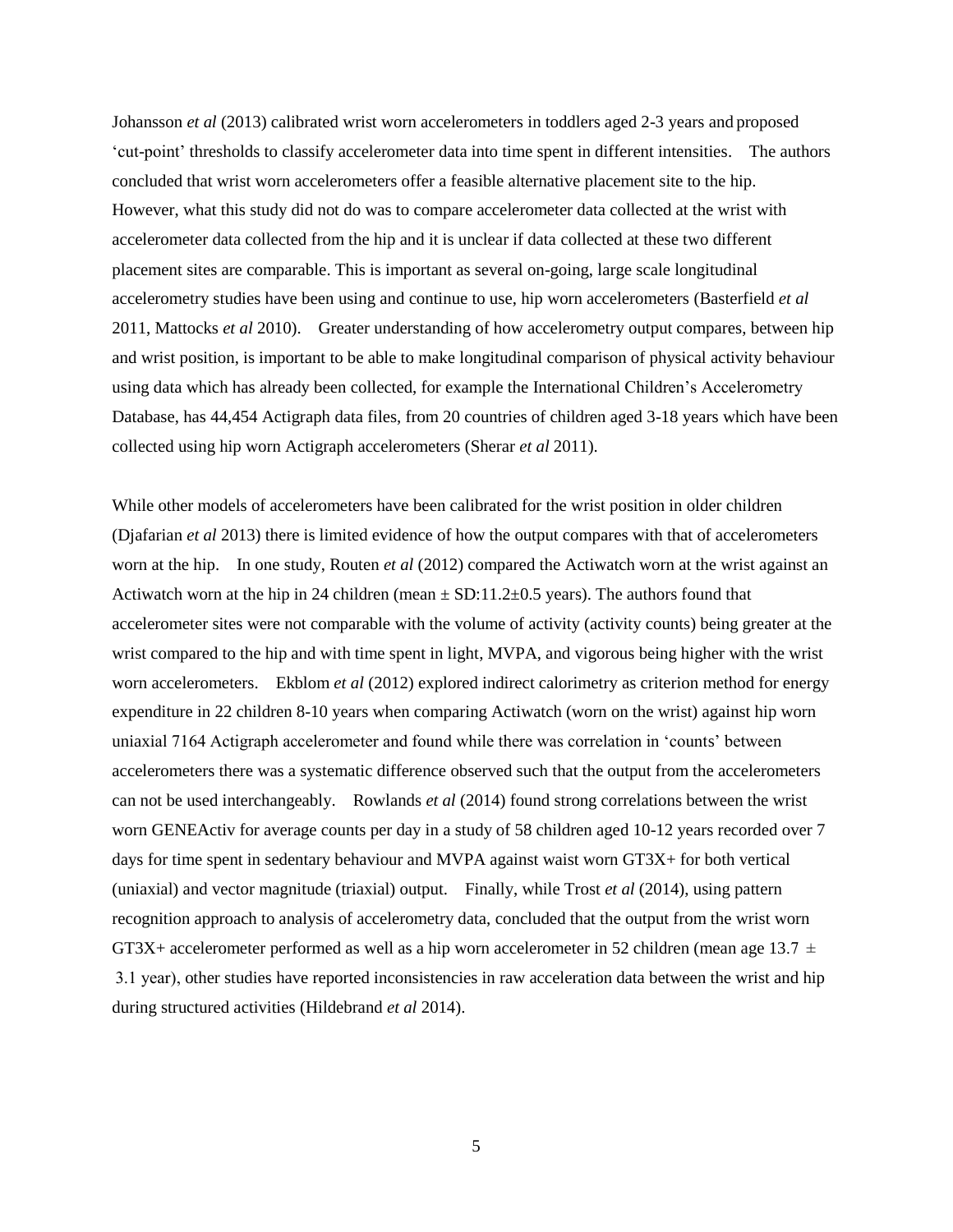Johansson *et al* (2013) calibrated wrist worn accelerometers in toddlers aged 2-3 years and proposed 'cut-point' thresholds to classify accelerometer data into time spent in different intensities. The authors concluded that wrist worn accelerometers offer a feasible alternative placement site to the hip. However, what this study did not do was to compare accelerometer data collected at the wrist with accelerometer data collected from the hip and it is unclear if data collected at these two different placement sites are comparable. This is important as several on-going, large scale longitudinal accelerometry studies have been using and continue to use, hip worn accelerometers (Basterfield *et al* 2011, Mattocks *et al* 2010). Greater understanding of how accelerometry output compares, between hip and wrist position, is important to be able to make longitudinal comparison of physical activity behaviour using data which has already been collected, for example the International Children's Accelerometry Database, has 44,454 Actigraph data files, from 20 countries of children aged 3-18 years which have been collected using hip worn Actigraph accelerometers (Sherar *et al* 2011).

While other models of accelerometers have been calibrated for the wrist position in older children (Djafarian *et al* 2013) there is limited evidence of how the output compares with that of accelerometers worn at the hip. In one study, Routen *et al* (2012) compared the Actiwatch worn at the wrist against an Actiwatch worn at the hip in 24 children (mean ± SD:11.2±0.5 years). The authors found that accelerometer sites were not comparable with the volume of activity (activity counts) being greater at the wrist compared to the hip and with time spent in light, MVPA, and vigorous being higher with the wrist worn accelerometers. Ekblom *et al* (2012) explored indirect calorimetry as criterion method for energy expenditure in 22 children 8-10 years when comparing Actiwatch (worn on the wrist) against hip worn uniaxial 7164 Actigraph accelerometer and found while there was correlation in 'counts' between accelerometers there was a systematic difference observed such that the output from the accelerometers can not be used interchangeably. Rowlands *et al* (2014) found strong correlations between the wrist worn GENEActiv for average counts per day in a study of 58 children aged 10-12 years recorded over 7 days for time spent in sedentary behaviour and MVPA against waist worn GT3X+ for both vertical (uniaxial) and vector magnitude (triaxial) output. Finally, while Trost *et al* (2014), using pattern recognition approach to analysis of accelerometry data, concluded that the output from the wrist worn GT3X+ accelerometer performed as well as a hip worn accelerometer in 52 children (mean age 13.7 ± 3.1 year), other studies have reported inconsistencies in raw acceleration data between the wrist and hip during structured activities (Hildebrand *et al* 2014).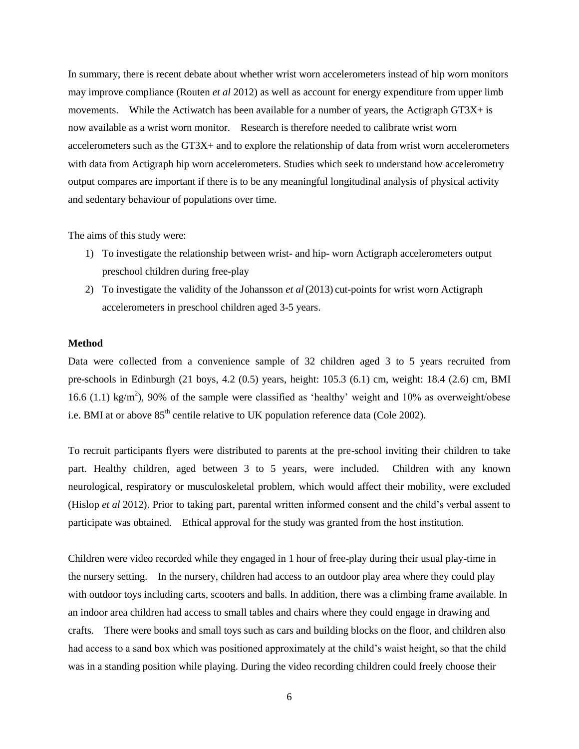In summary, there is recent debate about whether wrist worn accelerometers instead of hip worn monitors may improve compliance (Routen *et al* 2012) as well as account for energy expenditure from upper limb movements. While the Actiwatch has been available for a number of years, the Actigraph GT3X+ is now available as a wrist worn monitor. Research is therefore needed to calibrate wrist worn accelerometers such as the GT3X+ and to explore the relationship of data from wrist worn accelerometers with data from Actigraph hip worn accelerometers. Studies which seek to understand how accelerometry output compares are important if there is to be any meaningful longitudinal analysis of physical activity and sedentary behaviour of populations over time.

The aims of this study were:

1) To investigate the relationship between wrist- and hip- worn Actigraph accelerometers output preschool children during free-play
2) To investigate the validity of the Johansson *et al* (2013) cut-points for wrist worn Actigraph accelerometers in preschool children aged 3-5 years.

**Method**

Data were collected from a convenience sample of 32 children aged 3 to 5 years recruited from pre-schools in Edinburgh (21 boys, 4.2 (0.5) years, height: 105.3 (6.1) cm, weight: 18.4 (2.6) cm, BMI 16.6 (1.1) kg/m$^2$), 90% of the sample were classified as 'healthy' weight and 10% as overweight/obese i.e. BMI at or above 85$^{th}$ centile relative to UK population reference data (Cole 2002).

To recruit participants flyers were distributed to parents at the pre-school inviting their children to take part. Healthy children, aged between 3 to 5 years, were included. Children with any known neurological, respiratory or musculoskeletal problem, which would affect their mobility, were excluded (Hislop *et al* 2012). Prior to taking part, parental written informed consent and the child's verbal assent to participate was obtained. Ethical approval for the study was granted from the host institution.

Children were video recorded while they engaged in 1 hour of free-play during their usual play-time in the nursery setting. In the nursery, children had access to an outdoor play area where they could play with outdoor toys including carts, scooters and balls. In addition, there was a climbing frame available. In an indoor area children had access to small tables and chairs where they could engage in drawing and crafts. There were books and small toys such as cars and building blocks on the floor, and children also had access to a sand box which was positioned approximately at the child's waist height, so that the child was in a standing position while playing. During the video recording children could freely choose their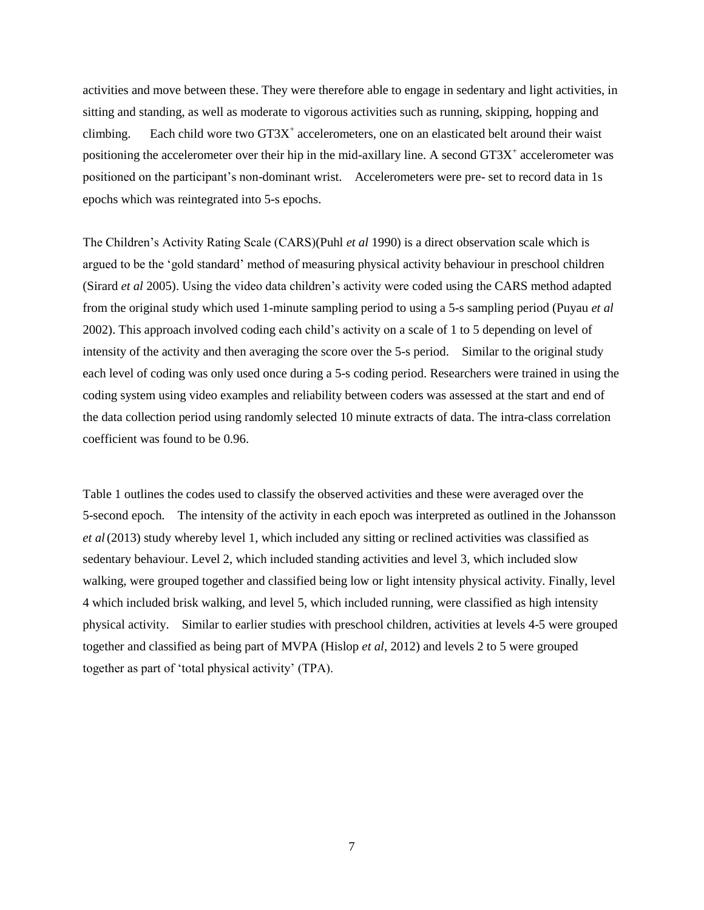activities and move between these. They were therefore able to engage in sedentary and light activities, in sitting and standing, as well as moderate to vigorous activities such as running, skipping, hopping and climbing. Each child wore two GT3X$^+$ accelerometers, one on an elasticated belt around their waist positioning the accelerometer over their hip in the mid-axillary line. A second GT3X$^+$ accelerometer was positioned on the participant's non-dominant wrist. Accelerometers were pre- set to record data in 1s epochs which was reintegrated into 5-s epochs.

The Children's Activity Rating Scale (CARS)(Puhl *et al* 1990) is a direct observation scale which is argued to be the 'gold standard' method of measuring physical activity behaviour in preschool children (Sirard *et al* 2005). Using the video data children's activity were coded using the CARS method adapted from the original study which used 1-minute sampling period to using a 5-s sampling period (Puyau *et al* 2002). This approach involved coding each child's activity on a scale of 1 to 5 depending on level of intensity of the activity and then averaging the score over the 5-s period. Similar to the original study each level of coding was only used once during a 5-s coding period. Researchers were trained in using the coding system using video examples and reliability between coders was assessed at the start and end of the data collection period using randomly selected 10 minute extracts of data. The intra-class correlation coefficient was found to be 0.96.

Table 1 outlines the codes used to classify the observed activities and these were averaged over the 5-second epoch. The intensity of the activity in each epoch was interpreted as outlined in the Johansson *et al* (2013) study whereby level 1, which included any sitting or reclined activities was classified as sedentary behaviour. Level 2, which included standing activities and level 3, which included slow walking, were grouped together and classified being low or light intensity physical activity. Finally, level 4 which included brisk walking, and level 5, which included running, were classified as high intensity physical activity. Similar to earlier studies with preschool children, activities at levels 4-5 were grouped together and classified as being part of MVPA (Hislop *et al*, 2012) and levels 2 to 5 were grouped together as part of 'total physical activity' (TPA).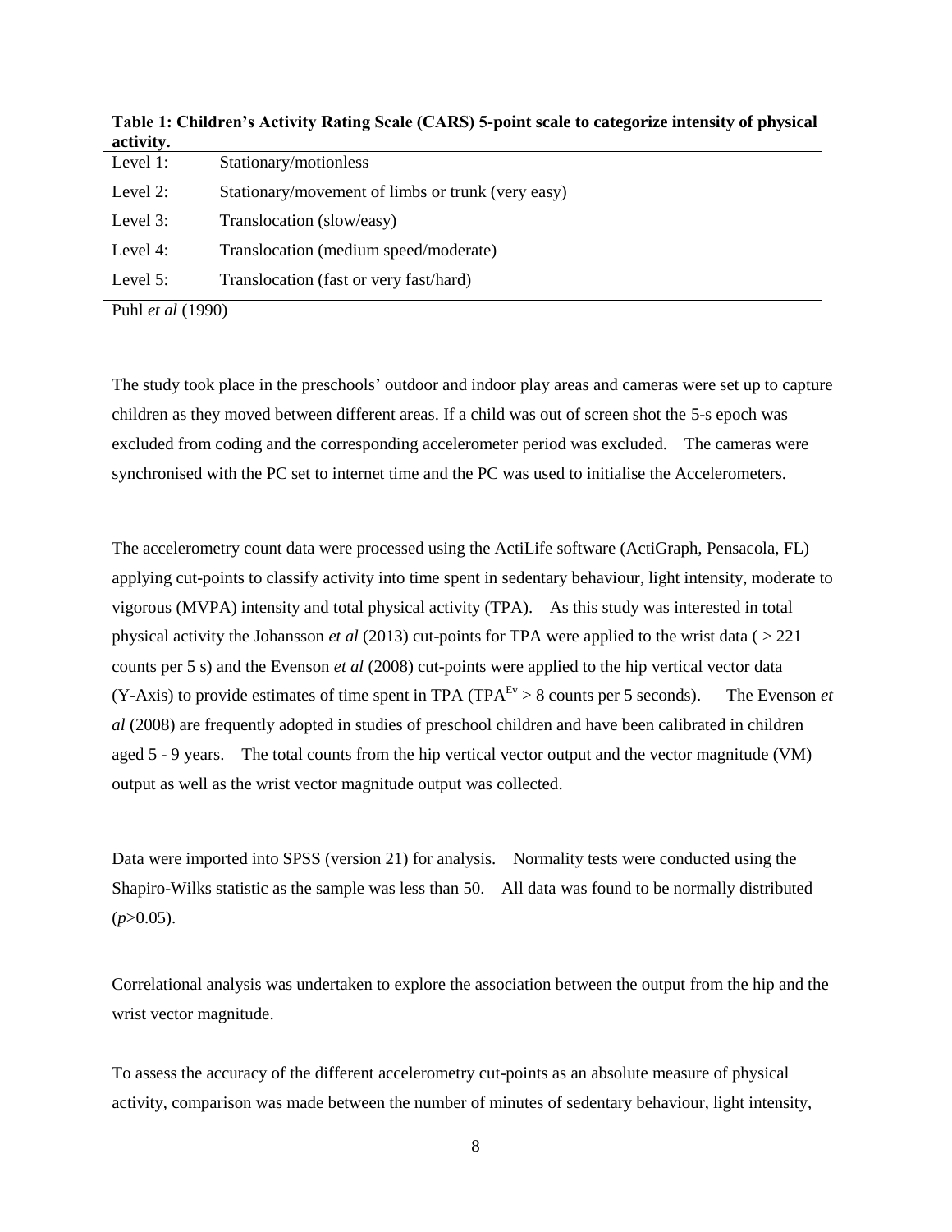**Table 1: Children's Activity Rating Scale (CARS) 5-point scale to categorize intensity of physical activity.**

| | |
|---|---|
| Level 1: | Stationary/motionless |
| Level 2: | Stationary/movement of limbs or trunk (very easy) |
| Level 3: | Translocation (slow/easy) |
| Level 4: | Translocation (medium speed/moderate) |
| Level 5: | Translocation (fast or very fast/hard) |

Puhl *et al* (1990)

The study took place in the preschools' outdoor and indoor play areas and cameras were set up to capture children as they moved between different areas. If a child was out of screen shot the 5-s epoch was excluded from coding and the corresponding accelerometer period was excluded. The cameras were synchronised with the PC set to internet time and the PC was used to initialise the Accelerometers.

The accelerometry count data were processed using the ActiLife software (ActiGraph, Pensacola, FL) applying cut-points to classify activity into time spent in sedentary behaviour, light intensity, moderate to vigorous (MVPA) intensity and total physical activity (TPA). As this study was interested in total physical activity the Johansson *et al* (2013) cut-points for TPA were applied to the wrist data ( > 221 counts per 5 s) and the Evenson *et al* (2008) cut-points were applied to the hip vertical vector data (Y-Axis) to provide estimates of time spent in TPA ($TPA^{Ev} > 8$ counts per 5 seconds). The Evenson *et al* (2008) are frequently adopted in studies of preschool children and have been calibrated in children aged 5 - 9 years. The total counts from the hip vertical vector output and the vector magnitude (VM) output as well as the wrist vector magnitude output was collected.

Data were imported into SPSS (version 21) for analysis. Normality tests were conducted using the Shapiro-Wilks statistic as the sample was less than 50. All data was found to be normally distributed ($p>0.05$).

Correlational analysis was undertaken to explore the association between the output from the hip and the wrist vector magnitude.

To assess the accuracy of the different accelerometry cut-points as an absolute measure of physical activity, comparison was made between the number of minutes of sedentary behaviour, light intensity,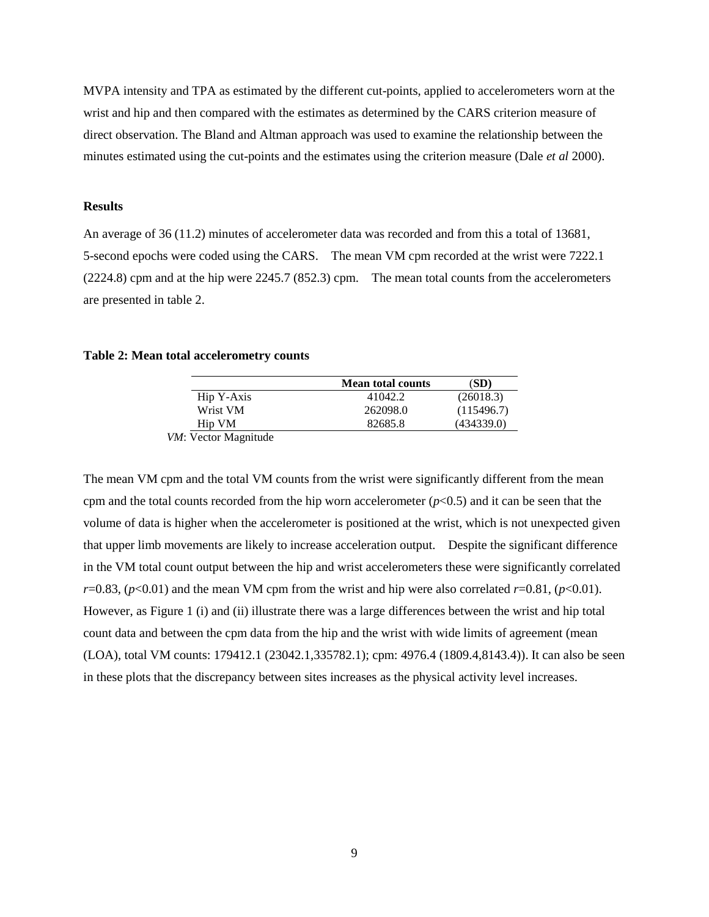MVPA intensity and TPA as estimated by the different cut-points, applied to accelerometers worn at the wrist and hip and then compared with the estimates as determined by the CARS criterion measure of direct observation. The Bland and Altman approach was used to examine the relationship between the minutes estimated using the cut-points and the estimates using the criterion measure (Dale *et al* 2000).

### Results

An average of 36 (11.2) minutes of accelerometer data was recorded and from this a total of 13681, 5-second epochs were coded using the CARS. The mean VM cpm recorded at the wrist were 7222.1 (2224.8) cpm and at the hip were 2245.7 (852.3) cpm. The mean total counts from the accelerometers are presented in table 2.

**Table 2: Mean total accelerometry counts**

| | Mean total counts | (SD) |
|---|---|---|
| Hip Y-Axis | 41042.2 | (26018.3) |
| Wrist VM | 262098.0 | (115496.7) |
| Hip VM | 82685.8 | (434339.0) |

*VM*: Vector Magnitude

The mean VM cpm and the total VM counts from the wrist were significantly different from the mean cpm and the total counts recorded from the hip worn accelerometer ($p<0.5$) and it can be seen that the volume of data is higher when the accelerometer is positioned at the wrist, which is not unexpected given that upper limb movements are likely to increase acceleration output. Despite the significant difference in the VM total count output between the hip and wrist accelerometers these were significantly correlated $r=0.83$, ($p<0.01$) and the mean VM cpm from the wrist and hip were also correlated $r=0.81$, ($p<0.01$). However, as Figure 1 (i) and (ii) illustrate there was a large differences between the wrist and hip total count data and between the cpm data from the hip and the wrist with wide limits of agreement (mean (LOA), total VM counts: 179412.1 (23042.1,335782.1); cpm: 4976.4 (1809.4,8143.4)). It can also be seen in these plots that the discrepancy between sites increases as the physical activity level increases.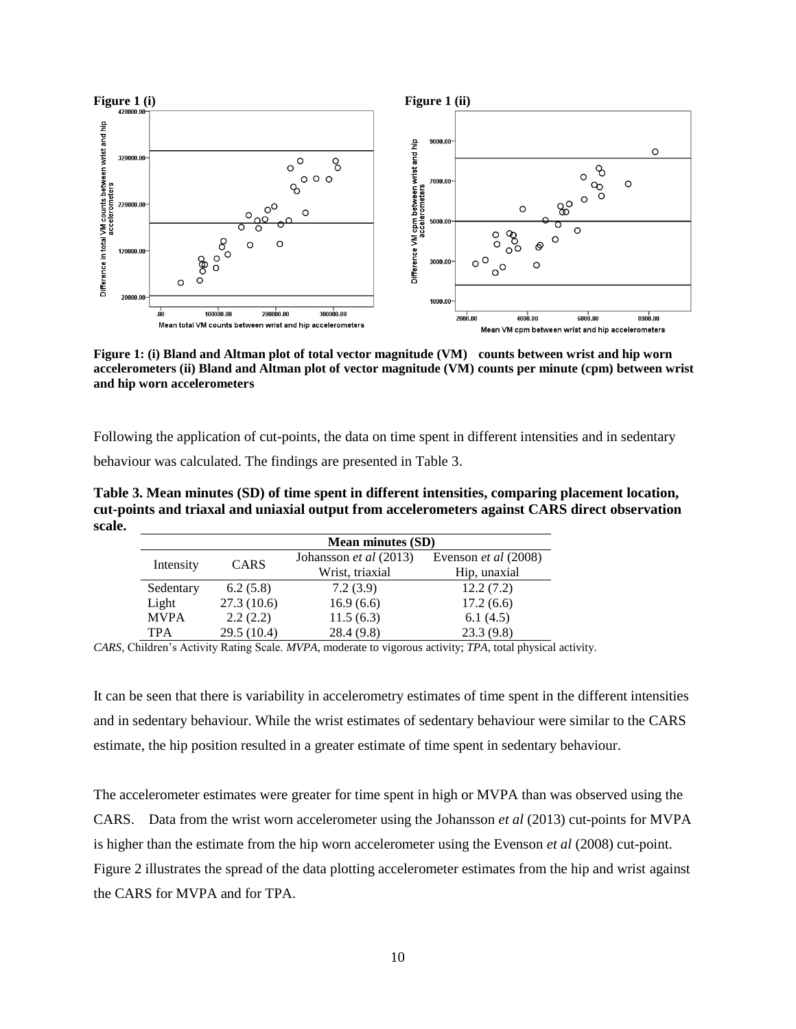**Figure 1 (i)**

**Figure 1 (ii)**

**Figure 1: (i) Bland and Altman plot of total vector magnitude (VM) counts between wrist and hip worn accelerometers (ii) Bland and Altman plot of vector magnitude (VM) counts per minute (cpm) between wrist and hip worn accelerometers**

Following the application of cut-points, the data on time spent in different intensities and in sedentary behaviour was calculated. The findings are presented in Table 3.

**Table 3. Mean minutes (SD) of time spent in different intensities, comparing placement location, cut-points and triaxal and uniaxial output from accelerometers against CARS direct observation scale.**

| Intensity | CARS | Johansson *et al* (2013) Wrist, triaxial | Evenson *et al* (2008) Hip, unaxial |
|---|---|---|---|
| | | **Mean minutes (SD)** | |
| Sedentary | 6.2 (5.8) | 7.2 (3.9) | 12.2 (7.2) |
| Light | 27.3 (10.6) | 16.9 (6.6) | 17.2 (6.6) |
| MVPA | 2.2 (2.2) | 11.5 (6.3) | 6.1 (4.5) |
| TPA | 29.5 (10.4) | 28.4 (9.8) | 23.3 (9.8) |

*CARS*, Children's Activity Rating Scale. *MVPA*, moderate to vigorous activity; *TPA*, total physical activity.

It can be seen that there is variability in accelerometry estimates of time spent in the different intensities and in sedentary behaviour. While the wrist estimates of sedentary behaviour were similar to the CARS estimate, the hip position resulted in a greater estimate of time spent in sedentary behaviour.

The accelerometer estimates were greater for time spent in high or MVPA than was observed using the CARS. Data from the wrist worn accelerometer using the Johansson *et al* (2013) cut-points for MVPA is higher than the estimate from the hip worn accelerometer using the Evenson *et al* (2008) cut-point. Figure 2 illustrates the spread of the data plotting accelerometer estimates from the hip and wrist against the CARS for MVPA and for TPA.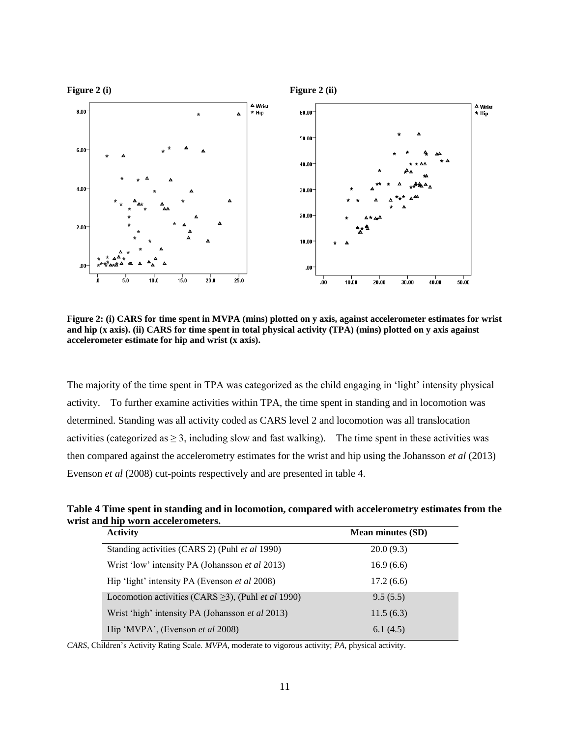**Figure 2 (i)** **Figure 2 (ii)**

**Figure 2: (i) CARS for time spent in MVPA (mins) plotted on y axis, against accelerometer estimates for wrist and hip (x axis). (ii) CARS for time spent in total physical activity (TPA) (mins) plotted on y axis against accelerometer estimate for hip and wrist (x axis).**

The majority of the time spent in TPA was categorized as the child engaging in 'light' intensity physical activity. To further examine activities within TPA, the time spent in standing and in locomotion was determined. Standing was all activity coded as CARS level 2 and locomotion was all translocation activities (categorized as $\geq 3$, including slow and fast walking). The time spent in these activities was then compared against the accelerometry estimates for the wrist and hip using the Johansson *et al* (2013) Evenson *et al* (2008) cut-points respectively and are presented in table 4.

**Table 4 Time spent in standing and in locomotion, compared with accelerometry estimates from the wrist and hip worn accelerometers.**

| Activity | Mean minutes (SD) |
|---|---|
| Standing activities (CARS 2) (Puhl *et al* 1990) | 20.0 (9.3) |
| Wrist 'low' intensity PA (Johansson *et al* 2013) | 16.9 (6.6) |
| Hip 'light' intensity PA (Evenson *et al* 2008) | 17.2 (6.6) |
| Locomotion activities (CARS $\geq$3), (Puhl *et al* 1990) | 9.5 (5.5) |
| Wrist 'high' intensity PA (Johansson *et al* 2013) | 11.5 (6.3) |
| Hip 'MVPA', (Evenson *et al* 2008) | 6.1 (4.5) |

*CARS*, Children's Activity Rating Scale. *MVPA*, moderate to vigorous activity; *PA*, physical activity.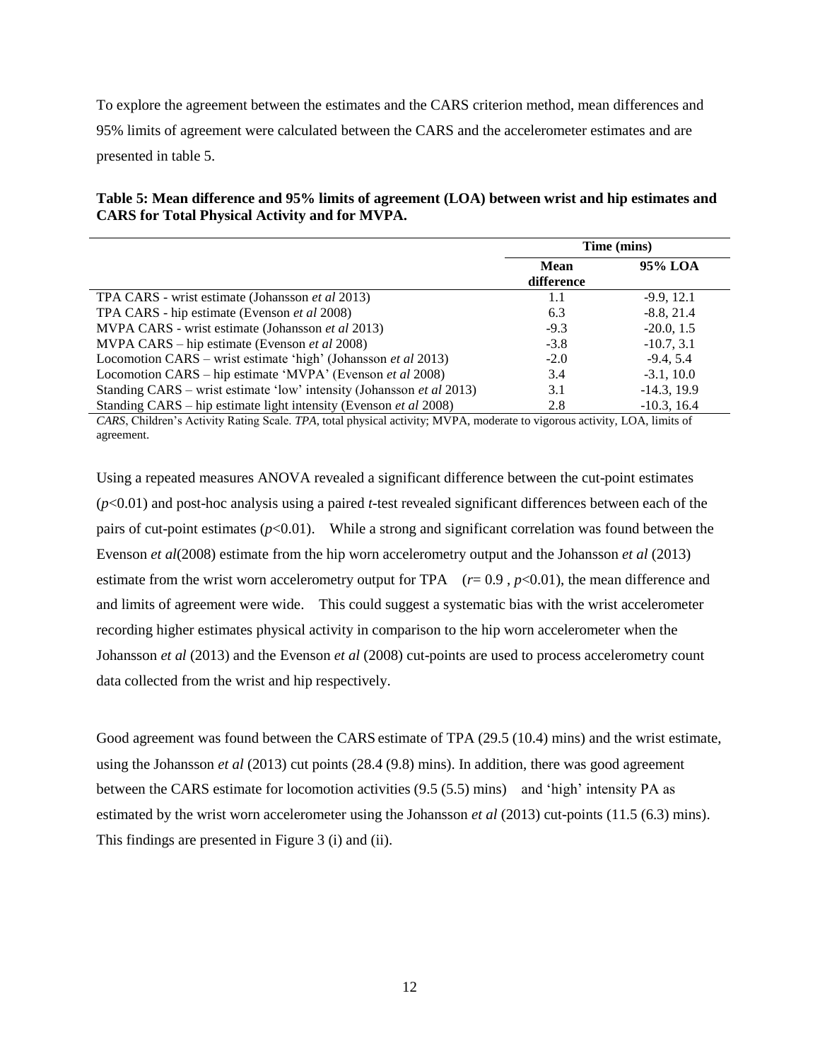To explore the agreement between the estimates and the CARS criterion method, mean differences and 95% limits of agreement were calculated between the CARS and the accelerometer estimates and are presented in table 5.

**Table 5: Mean difference and 95% limits of agreement (LOA) between wrist and hip estimates and CARS for Total Physical Activity and for MVPA.**

| | Time (mins) | |
|---|---|---|
| | **Mean difference** | **95% LOA** |
| TPA CARS - wrist estimate (Johansson *et al* 2013) | 1.1 | -9.9, 12.1 |
| TPA CARS - hip estimate (Evenson *et al* 2008) | 6.3 | -8.8, 21.4 |
| MVPA CARS - wrist estimate (Johansson *et al* 2013) | -9.3 | -20.0, 1.5 |
| MVPA CARS – hip estimate (Evenson *et al* 2008) | -3.8 | -10.7, 3.1 |
| Locomotion CARS – wrist estimate 'high' (Johansson *et al* 2013) | -2.0 | -9.4, 5.4 |
| Locomotion CARS – hip estimate 'MVPA' (Evenson *et al* 2008) | 3.4 | -3.1, 10.0 |
| Standing CARS – wrist estimate 'low' intensity (Johansson *et al* 2013) | 3.1 | -14.3, 19.9 |
| Standing CARS – hip estimate light intensity (Evenson *et al* 2008) | 2.8 | -10.3, 16.4 |

*CARS*, Children's Activity Rating Scale. *TPA*, total physical activity; MVPA, moderate to vigorous activity, LOA, limits of agreement.

Using a repeated measures ANOVA revealed a significant difference between the cut-point estimates ($p<0.01$) and post-hoc analysis using a paired *t*-test revealed significant differences between each of the pairs of cut-point estimates ($p<0.01$). While a strong and significant correlation was found between the Evenson *et al*(2008) estimate from the hip worn accelerometry output and the Johansson *et al* (2013) estimate from the wrist worn accelerometry output for TPA ($r= 0.9$ , $p<0.01$), the mean difference and and limits of agreement were wide. This could suggest a systematic bias with the wrist accelerometer recording higher estimates physical activity in comparison to the hip worn accelerometer when the Johansson *et al* (2013) and the Evenson *et al* (2008) cut-points are used to process accelerometry count data collected from the wrist and hip respectively.

Good agreement was found between the CARS estimate of TPA (29.5 (10.4) mins) and the wrist estimate, using the Johansson *et al* (2013) cut points (28.4 (9.8) mins). In addition, there was good agreement between the CARS estimate for locomotion activities (9.5 (5.5) mins) and 'high' intensity PA as estimated by the wrist worn accelerometer using the Johansson *et al* (2013) cut-points (11.5 (6.3) mins). This findings are presented in Figure 3 (i) and (ii).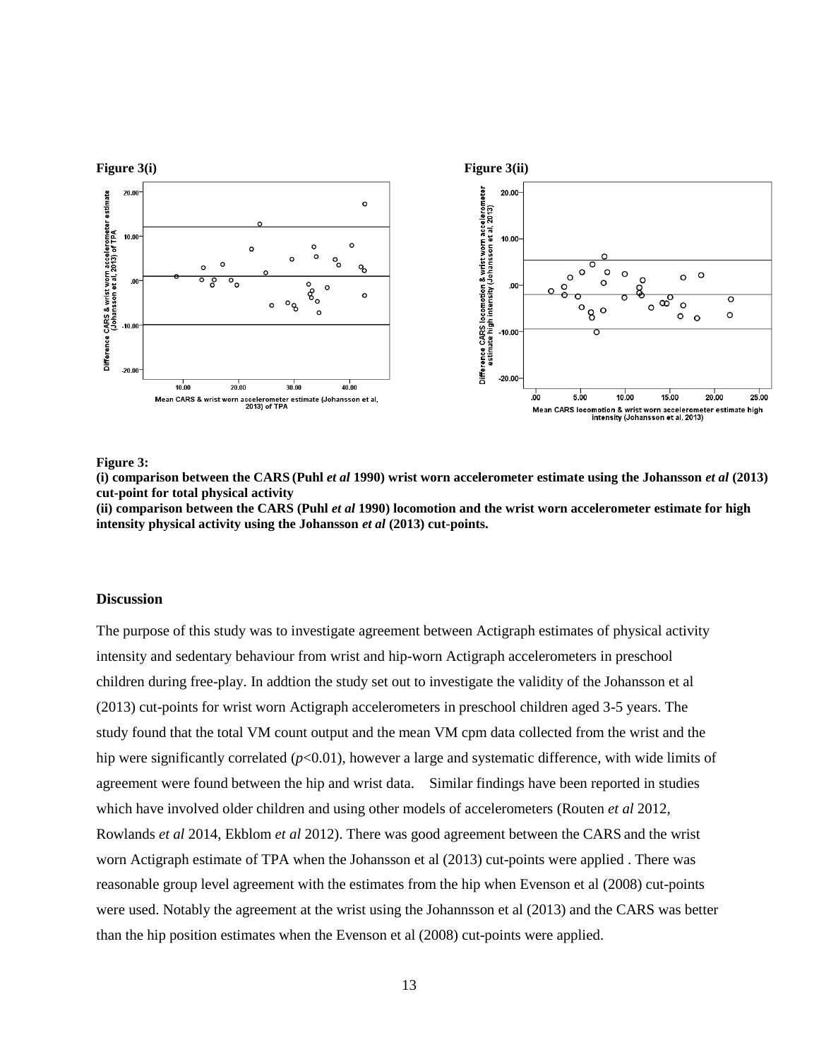**Figure 3(i)**

**Figure 3(ii)**

**Figure 3:**
**(i) comparison between the CARS (Puhl *et al* 1990) wrist worn accelerometer estimate using the Johansson *et al* (2013) cut-point for total physical activity**
**(ii) comparison between the CARS (Puhl *et al* 1990) locomotion and the wrist worn accelerometer estimate for high intensity physical activity using the Johansson *et al* (2013) cut-points.**

## Discussion

The purpose of this study was to investigate agreement between Actigraph estimates of physical activity intensity and sedentary behaviour from wrist and hip-worn Actigraph accelerometers in preschool children during free-play. In addtion the study set out to investigate the validity of the Johansson et al (2013) cut-points for wrist worn Actigraph accelerometers in preschool children aged 3-5 years. The study found that the total VM count output and the mean VM cpm data collected from the wrist and the hip were significantly correlated ($p$<0.01), however a large and systematic difference, with wide limits of agreement were found between the hip and wrist data. Similar findings have been reported in studies which have involved older children and using other models of accelerometers (Routen *et al* 2012, Rowlands *et al* 2014, Ekblom *et al* 2012). There was good agreement between the CARS and the wrist worn Actigraph estimate of TPA when the Johansson et al (2013) cut-points were applied . There was reasonable group level agreement with the estimates from the hip when Evenson et al (2008) cut-points were used. Notably the agreement at the wrist using the Johannsson et al (2013) and the CARS was better than the hip position estimates when the Evenson et al (2008) cut-points were applied.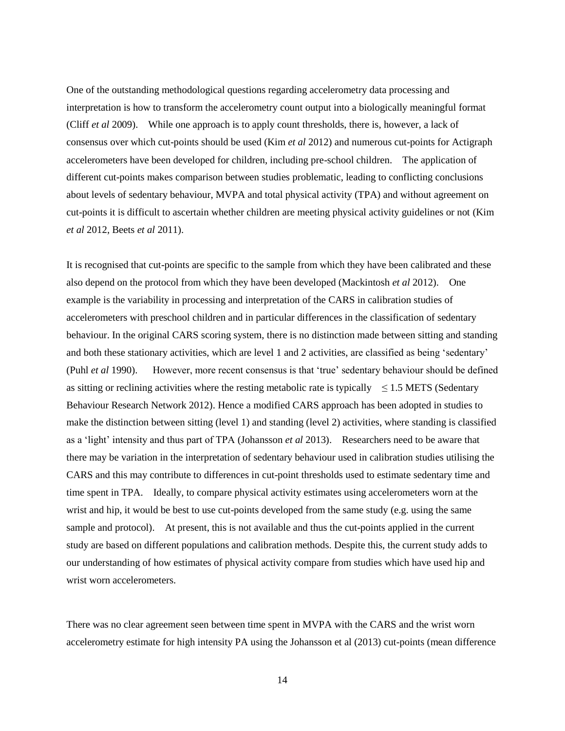One of the outstanding methodological questions regarding accelerometry data processing and interpretation is how to transform the accelerometry count output into a biologically meaningful format (Cliff *et al* 2009). While one approach is to apply count thresholds, there is, however, a lack of consensus over which cut-points should be used (Kim *et al* 2012) and numerous cut-points for Actigraph accelerometers have been developed for children, including pre-school children. The application of different cut-points makes comparison between studies problematic, leading to conflicting conclusions about levels of sedentary behaviour, MVPA and total physical activity (TPA) and without agreement on cut-points it is difficult to ascertain whether children are meeting physical activity guidelines or not (Kim *et al* 2012, Beets *et al* 2011).

It is recognised that cut-points are specific to the sample from which they have been calibrated and these also depend on the protocol from which they have been developed (Mackintosh *et al* 2012). One example is the variability in processing and interpretation of the CARS in calibration studies of accelerometers with preschool children and in particular differences in the classification of sedentary behaviour. In the original CARS scoring system, there is no distinction made between sitting and standing and both these stationary activities, which are level 1 and 2 activities, are classified as being 'sedentary' (Puhl *et al* 1990). However, more recent consensus is that 'true' sedentary behaviour should be defined as sitting or reclining activities where the resting metabolic rate is typically $\leq 1.5$ METS (Sedentary Behaviour Research Network 2012). Hence a modified CARS approach has been adopted in studies to make the distinction between sitting (level 1) and standing (level 2) activities, where standing is classified as a 'light' intensity and thus part of TPA (Johansson *et al* 2013). Researchers need to be aware that there may be variation in the interpretation of sedentary behaviour used in calibration studies utilising the CARS and this may contribute to differences in cut-point thresholds used to estimate sedentary time and time spent in TPA. Ideally, to compare physical activity estimates using accelerometers worn at the wrist and hip, it would be best to use cut-points developed from the same study (e.g. using the same sample and protocol). At present, this is not available and thus the cut-points applied in the current study are based on different populations and calibration methods. Despite this, the current study adds to our understanding of how estimates of physical activity compare from studies which have used hip and wrist worn accelerometers.

There was no clear agreement seen between time spent in MVPA with the CARS and the wrist worn accelerometry estimate for high intensity PA using the Johansson et al (2013) cut-points (mean difference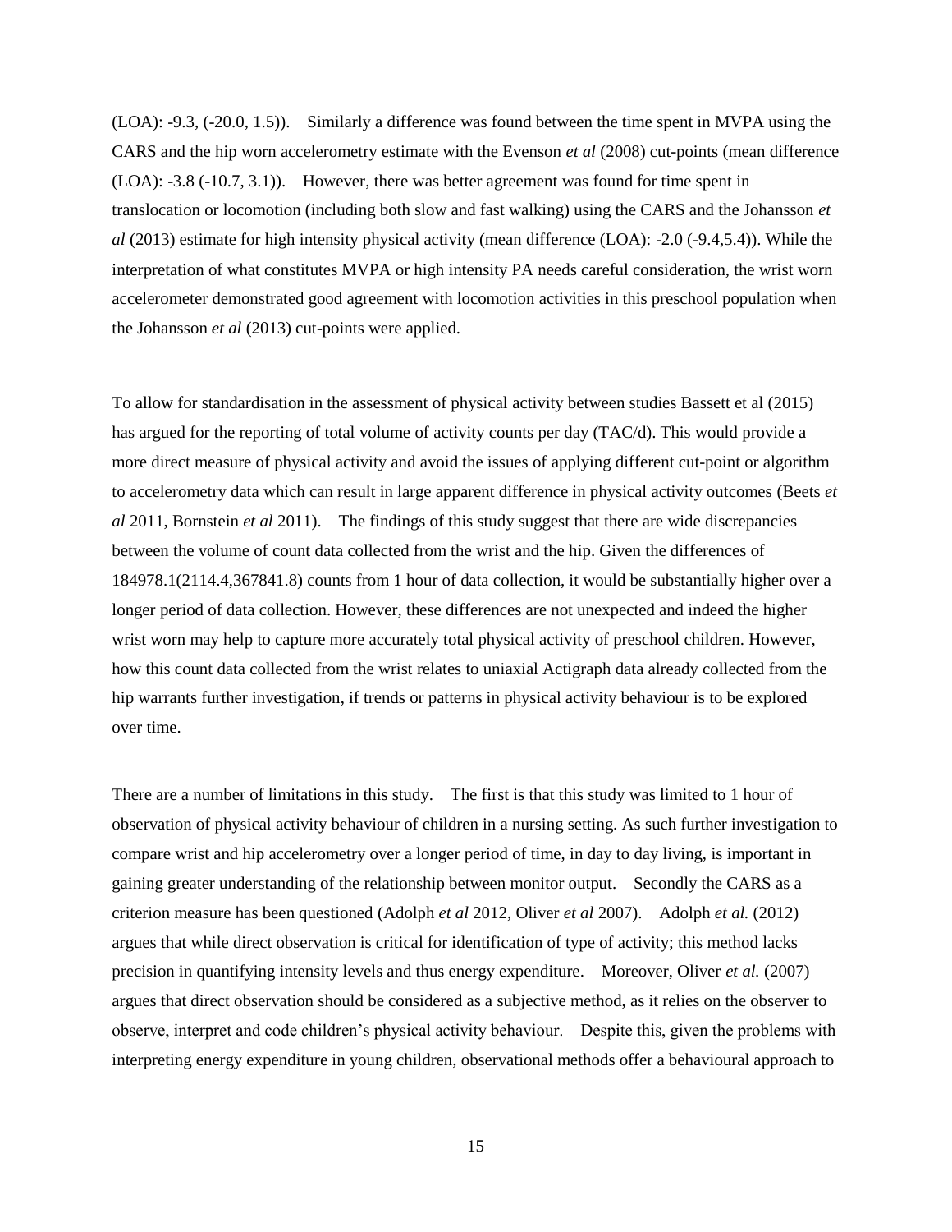(LOA): -9.3, (-20.0, 1.5)). Similarly a difference was found between the time spent in MVPA using the CARS and the hip worn accelerometry estimate with the Evenson *et al* (2008) cut-points (mean difference (LOA): -3.8 (-10.7, 3.1)). However, there was better agreement was found for time spent in translocation or locomotion (including both slow and fast walking) using the CARS and the Johansson *et al* (2013) estimate for high intensity physical activity (mean difference (LOA): -2.0 (-9.4,5.4)). While the interpretation of what constitutes MVPA or high intensity PA needs careful consideration, the wrist worn accelerometer demonstrated good agreement with locomotion activities in this preschool population when the Johansson *et al* (2013) cut-points were applied.

To allow for standardisation in the assessment of physical activity between studies Bassett et al (2015) has argued for the reporting of total volume of activity counts per day (TAC/d). This would provide a more direct measure of physical activity and avoid the issues of applying different cut-point or algorithm to accelerometry data which can result in large apparent difference in physical activity outcomes (Beets *et al* 2011, Bornstein *et al* 2011). The findings of this study suggest that there are wide discrepancies between the volume of count data collected from the wrist and the hip. Given the differences of 184978.1(2114.4,367841.8) counts from 1 hour of data collection, it would be substantially higher over a longer period of data collection. However, these differences are not unexpected and indeed the higher wrist worn may help to capture more accurately total physical activity of preschool children. However, how this count data collected from the wrist relates to uniaxial Actigraph data already collected from the hip warrants further investigation, if trends or patterns in physical activity behaviour is to be explored over time.

There are a number of limitations in this study. The first is that this study was limited to 1 hour of observation of physical activity behaviour of children in a nursing setting. As such further investigation to compare wrist and hip accelerometry over a longer period of time, in day to day living, is important in gaining greater understanding of the relationship between monitor output. Secondly the CARS as a criterion measure has been questioned (Adolph *et al* 2012, Oliver *et al* 2007). Adolph *et al.* (2012) argues that while direct observation is critical for identification of type of activity; this method lacks precision in quantifying intensity levels and thus energy expenditure. Moreover, Oliver *et al.* (2007) argues that direct observation should be considered as a subjective method, as it relies on the observer to observe, interpret and code children's physical activity behaviour. Despite this, given the problems with interpreting energy expenditure in young children, observational methods offer a behavioural approach to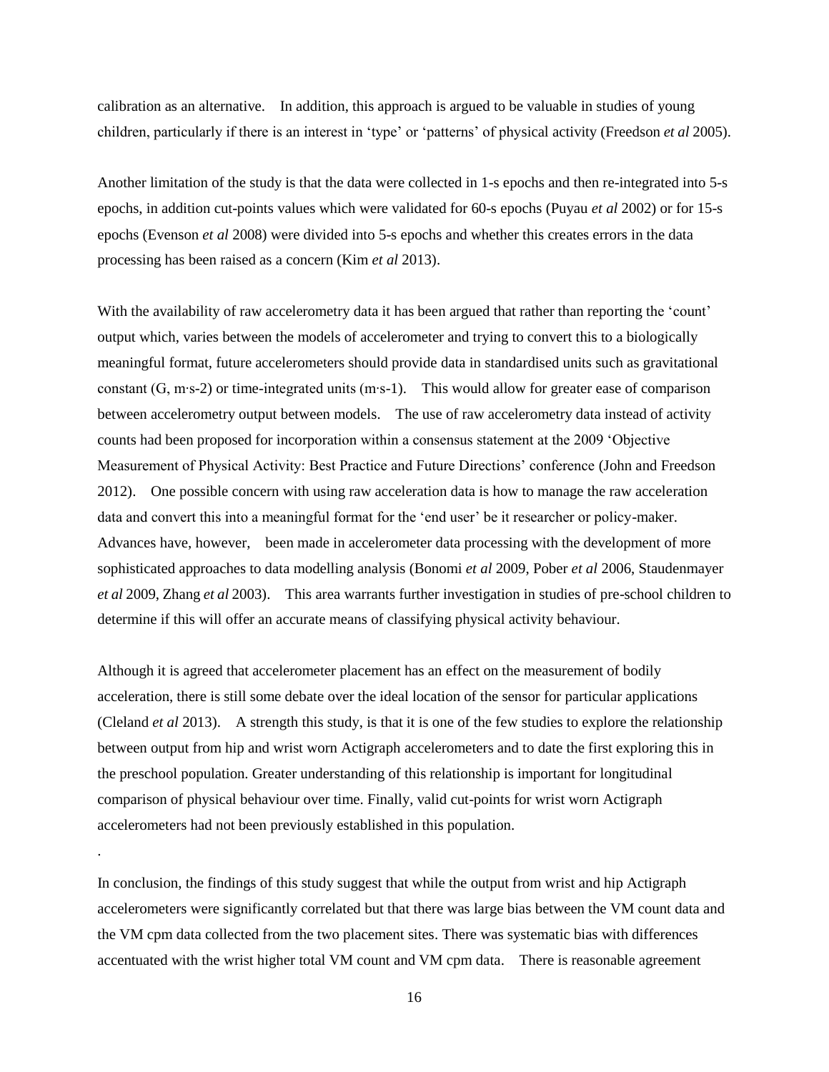calibration as an alternative. In addition, this approach is argued to be valuable in studies of young children, particularly if there is an interest in 'type' or 'patterns' of physical activity (Freedson *et al* 2005).

Another limitation of the study is that the data were collected in 1-s epochs and then re-integrated into 5-s epochs, in addition cut-points values which were validated for 60-s epochs (Puyau *et al* 2002) or for 15-s epochs (Evenson *et al* 2008) were divided into 5-s epochs and whether this creates errors in the data processing has been raised as a concern (Kim *et al* 2013).

With the availability of raw accelerometry data it has been argued that rather than reporting the 'count' output which, varies between the models of accelerometer and trying to convert this to a biologically meaningful format, future accelerometers should provide data in standardised units such as gravitational constant (G, m·s-2) or time-integrated units (m·s-1). This would allow for greater ease of comparison between accelerometry output between models. The use of raw accelerometry data instead of activity counts had been proposed for incorporation within a consensus statement at the 2009 'Objective Measurement of Physical Activity: Best Practice and Future Directions' conference (John and Freedson 2012). One possible concern with using raw acceleration data is how to manage the raw acceleration data and convert this into a meaningful format for the 'end user' be it researcher or policy-maker. Advances have, however, been made in accelerometer data processing with the development of more sophisticated approaches to data modelling analysis (Bonomi *et al* 2009, Pober *et al* 2006, Staudenmayer *et al* 2009, Zhang *et al* 2003). This area warrants further investigation in studies of pre-school children to determine if this will offer an accurate means of classifying physical activity behaviour.

Although it is agreed that accelerometer placement has an effect on the measurement of bodily acceleration, there is still some debate over the ideal location of the sensor for particular applications (Cleland *et al* 2013). A strength this study, is that it is one of the few studies to explore the relationship between output from hip and wrist worn Actigraph accelerometers and to date the first exploring this in the preschool population. Greater understanding of this relationship is important for longitudinal comparison of physical behaviour over time. Finally, valid cut-points for wrist worn Actigraph accelerometers had not been previously established in this population.

.

In conclusion, the findings of this study suggest that while the output from wrist and hip Actigraph accelerometers were significantly correlated but that there was large bias between the VM count data and the VM cpm data collected from the two placement sites. There was systematic bias with differences accentuated with the wrist higher total VM count and VM cpm data. There is reasonable agreement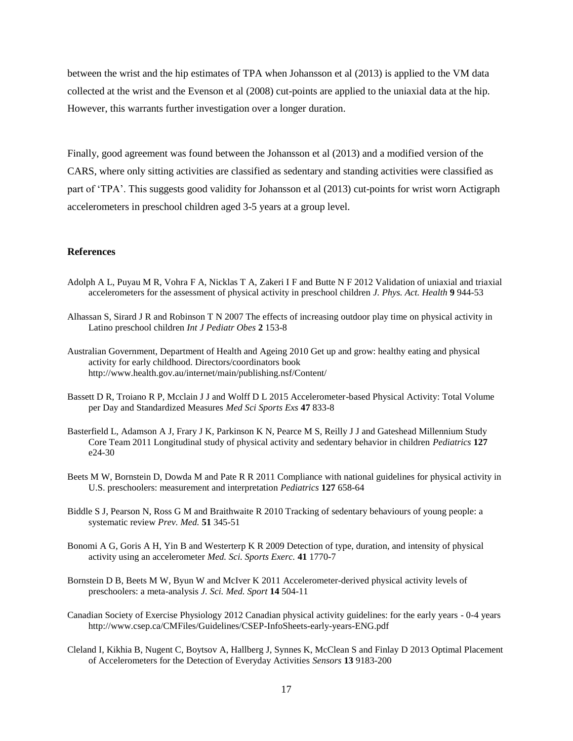between the wrist and the hip estimates of TPA when Johansson et al (2013) is applied to the VM data collected at the wrist and the Evenson et al (2008) cut-points are applied to the uniaxial data at the hip. However, this warrants further investigation over a longer duration.

Finally, good agreement was found between the Johansson et al (2013) and a modified version of the CARS, where only sitting activities are classified as sedentary and standing activities were classified as part of 'TPA'. This suggests good validity for Johansson et al (2013) cut-points for wrist worn Actigraph accelerometers in preschool children aged 3-5 years at a group level.

## References

Adolph A L, Puyau M R, Vohra F A, Nicklas T A, Zakeri I F and Butte N F 2012 Validation of uniaxial and triaxial accelerometers for the assessment of physical activity in preschool children *J. Phys. Act. Health* **9** 944-53

Alhassan S, Sirard J R and Robinson T N 2007 The effects of increasing outdoor play time on physical activity in Latino preschool children *Int J Pediatr Obes* **2** 153-8

Australian Government, Department of Health and Ageing 2010 Get up and grow: healthy eating and physical activity for early childhood. Directors/coordinators book http://www.health.gov.au/internet/main/publishing.nsf/Content/

Bassett D R, Troiano R P, Mcclain J J and Wolff D L 2015 Accelerometer-based Physical Activity: Total Volume per Day and Standardized Measures *Med Sci Sports Exs* **47** 833-8

Basterfield L, Adamson A J, Frary J K, Parkinson K N, Pearce M S, Reilly J J and Gateshead Millennium Study Core Team 2011 Longitudinal study of physical activity and sedentary behavior in children *Pediatrics* **127** e24-30

Beets M W, Bornstein D, Dowda M and Pate R R 2011 Compliance with national guidelines for physical activity in U.S. preschoolers: measurement and interpretation *Pediatrics* **127** 658-64

Biddle S J, Pearson N, Ross G M and Braithwaite R 2010 Tracking of sedentary behaviours of young people: a systematic review *Prev. Med.* **51** 345-51

Bonomi A G, Goris A H, Yin B and Westerterp K R 2009 Detection of type, duration, and intensity of physical activity using an accelerometer *Med. Sci. Sports Exerc.* **41** 1770-7

Bornstein D B, Beets M W, Byun W and McIver K 2011 Accelerometer-derived physical activity levels of preschoolers: a meta-analysis *J. Sci. Med. Sport* **14** 504-11

Canadian Society of Exercise Physiology 2012 Canadian physical activity guidelines: for the early years - 0-4 years http://www.csep.ca/CMFiles/Guidelines/CSEP-InfoSheets-early-years-ENG.pdf

Cleland I, Kikhia B, Nugent C, Boytsov A, Hallberg J, Synnes K, McClean S and Finlay D 2013 Optimal Placement of Accelerometers for the Detection of Everyday Activities *Sensors* **13** 9183-200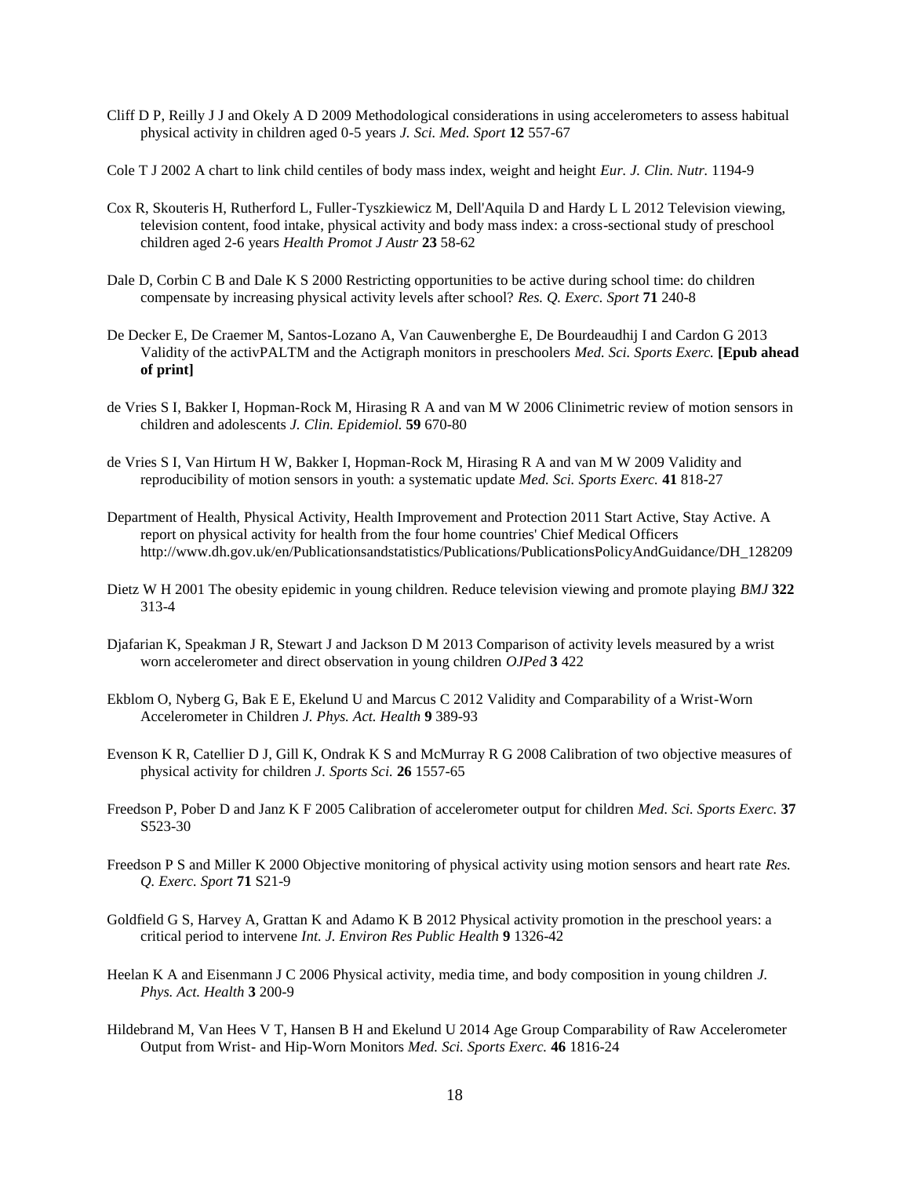Cliff D P, Reilly J J and Okely A D 2009 Methodological considerations in using accelerometers to assess habitual physical activity in children aged 0-5 years *J. Sci. Med. Sport* **12** 557-67

Cole T J 2002 A chart to link child centiles of body mass index, weight and height *Eur. J. Clin. Nutr.* 1194-9

Cox R, Skouteris H, Rutherford L, Fuller-Tyszkiewicz M, Dell'Aquila D and Hardy L L 2012 Television viewing, television content, food intake, physical activity and body mass index: a cross-sectional study of preschool children aged 2-6 years *Health Promot J Austr* **23** 58-62

Dale D, Corbin C B and Dale K S 2000 Restricting opportunities to be active during school time: do children compensate by increasing physical activity levels after school? *Res. Q. Exerc. Sport* **71** 240-8

De Decker E, De Craemer M, Santos-Lozano A, Van Cauwenberghe E, De Bourdeaudhij I and Cardon G 2013 Validity of the activPALTM and the Actigraph monitors in preschoolers *Med. Sci. Sports Exerc.* **[Epub ahead of print]**

de Vries S I, Bakker I, Hopman-Rock M, Hirasing R A and van M W 2006 Clinimetric review of motion sensors in children and adolescents *J. Clin. Epidemiol.* **59** 670-80

de Vries S I, Van Hirtum H W, Bakker I, Hopman-Rock M, Hirasing R A and van M W 2009 Validity and reproducibility of motion sensors in youth: a systematic update *Med. Sci. Sports Exerc.* **41** 818-27

Department of Health, Physical Activity, Health Improvement and Protection 2011 Start Active, Stay Active. A report on physical activity for health from the four home countries' Chief Medical Officers http://www.dh.gov.uk/en/Publicationsandstatistics/Publications/PublicationsPolicyAndGuidance/DH_128209

Dietz W H 2001 The obesity epidemic in young children. Reduce television viewing and promote playing *BMJ* **322** 313-4

Djafarian K, Speakman J R, Stewart J and Jackson D M 2013 Comparison of activity levels measured by a wrist worn accelerometer and direct observation in young children *OJPed* **3** 422

Ekblom O, Nyberg G, Bak E E, Ekelund U and Marcus C 2012 Validity and Comparability of a Wrist-Worn Accelerometer in Children *J. Phys. Act. Health* **9** 389-93

Evenson K R, Catellier D J, Gill K, Ondrak K S and McMurray R G 2008 Calibration of two objective measures of physical activity for children *J. Sports Sci.* **26** 1557-65

Freedson P, Pober D and Janz K F 2005 Calibration of accelerometer output for children *Med. Sci. Sports Exerc.* **37** S523-30

Freedson P S and Miller K 2000 Objective monitoring of physical activity using motion sensors and heart rate *Res. Q. Exerc. Sport* **71** S21-9

Goldfield G S, Harvey A, Grattan K and Adamo K B 2012 Physical activity promotion in the preschool years: a critical period to intervene *Int. J. Environ Res Public Health* **9** 1326-42

Heelan K A and Eisenmann J C 2006 Physical activity, media time, and body composition in young children *J. Phys. Act. Health* **3** 200-9

Hildebrand M, Van Hees V T, Hansen B H and Ekelund U 2014 Age Group Comparability of Raw Accelerometer Output from Wrist- and Hip-Worn Monitors *Med. Sci. Sports Exerc.* **46** 1816-24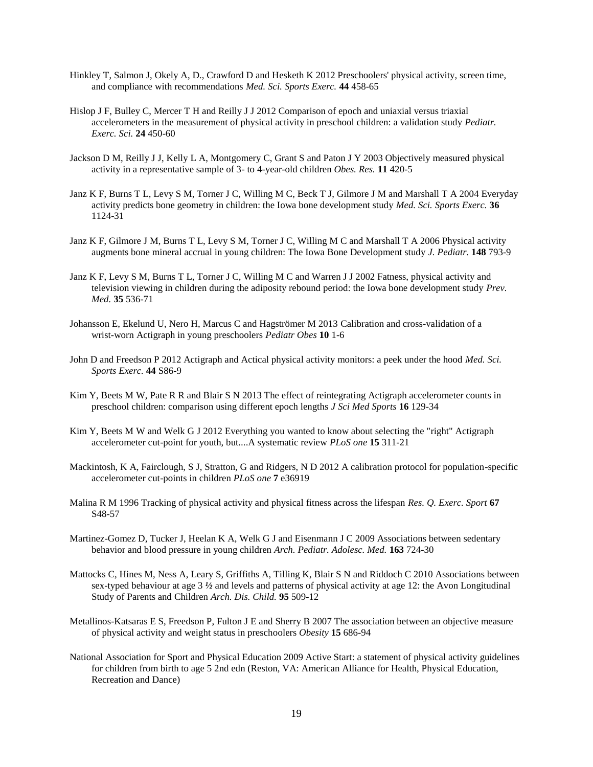Hinkley T, Salmon J, Okely A, D., Crawford D and Hesketh K 2012 Preschoolers' physical activity, screen time, and compliance with recommendations *Med. Sci. Sports Exerc.* **44** 458-65

Hislop J F, Bulley C, Mercer T H and Reilly J J 2012 Comparison of epoch and uniaxial versus triaxial accelerometers in the measurement of physical activity in preschool children: a validation study *Pediatr. Exerc. Sci.* **24** 450-60

Jackson D M, Reilly J J, Kelly L A, Montgomery C, Grant S and Paton J Y 2003 Objectively measured physical activity in a representative sample of 3- to 4-year-old children *Obes. Res.* **11** 420-5

Janz K F, Burns T L, Levy S M, Torner J C, Willing M C, Beck T J, Gilmore J M and Marshall T A 2004 Everyday activity predicts bone geometry in children: the Iowa bone development study *Med. Sci. Sports Exerc.* **36** 1124-31

Janz K F, Gilmore J M, Burns T L, Levy S M, Torner J C, Willing M C and Marshall T A 2006 Physical activity augments bone mineral accrual in young children: The Iowa Bone Development study *J. Pediatr.* **148** 793-9

Janz K F, Levy S M, Burns T L, Torner J C, Willing M C and Warren J J 2002 Fatness, physical activity and television viewing in children during the adiposity rebound period: the Iowa bone development study *Prev. Med.* **35** 536-71

Johansson E, Ekelund U, Nero H, Marcus C and Hagströmer M 2013 Calibration and cross-validation of a wrist-worn Actigraph in young preschoolers *Pediatr Obes* **10** 1-6

John D and Freedson P 2012 Actigraph and Actical physical activity monitors: a peek under the hood *Med. Sci. Sports Exerc.* **44** S86-9

Kim Y, Beets M W, Pate R R and Blair S N 2013 The effect of reintegrating Actigraph accelerometer counts in preschool children: comparison using different epoch lengths *J Sci Med Sports* **16** 129-34

Kim Y, Beets M W and Welk G J 2012 Everything you wanted to know about selecting the "right" Actigraph accelerometer cut-point for youth, but....A systematic review *PLoS one* **15** 311-21

Mackintosh, K A, Fairclough, S J, Stratton, G and Ridgers, N D 2012 A calibration protocol for population-specific accelerometer cut-points in children *PLoS one* **7** e36919

Malina R M 1996 Tracking of physical activity and physical fitness across the lifespan *Res. Q. Exerc. Sport* **67** S48-57

Martinez-Gomez D, Tucker J, Heelan K A, Welk G J and Eisenmann J C 2009 Associations between sedentary behavior and blood pressure in young children *Arch. Pediatr. Adolesc. Med.* **163** 724-30

Mattocks C, Hines M, Ness A, Leary S, Griffiths A, Tilling K, Blair S N and Riddoch C 2010 Associations between sex-typed behaviour at age 3 **½** and levels and patterns of physical activity at age 12: the Avon Longitudinal Study of Parents and Children *Arch. Dis. Child.* **95** 509-12

Metallinos-Katsaras E S, Freedson P, Fulton J E and Sherry B 2007 The association between an objective measure of physical activity and weight status in preschoolers *Obesity* **15** 686-94

National Association for Sport and Physical Education 2009 Active Start: a statement of physical activity guidelines for children from birth to age 5 2nd edn (Reston, VA: American Alliance for Health, Physical Education, Recreation and Dance)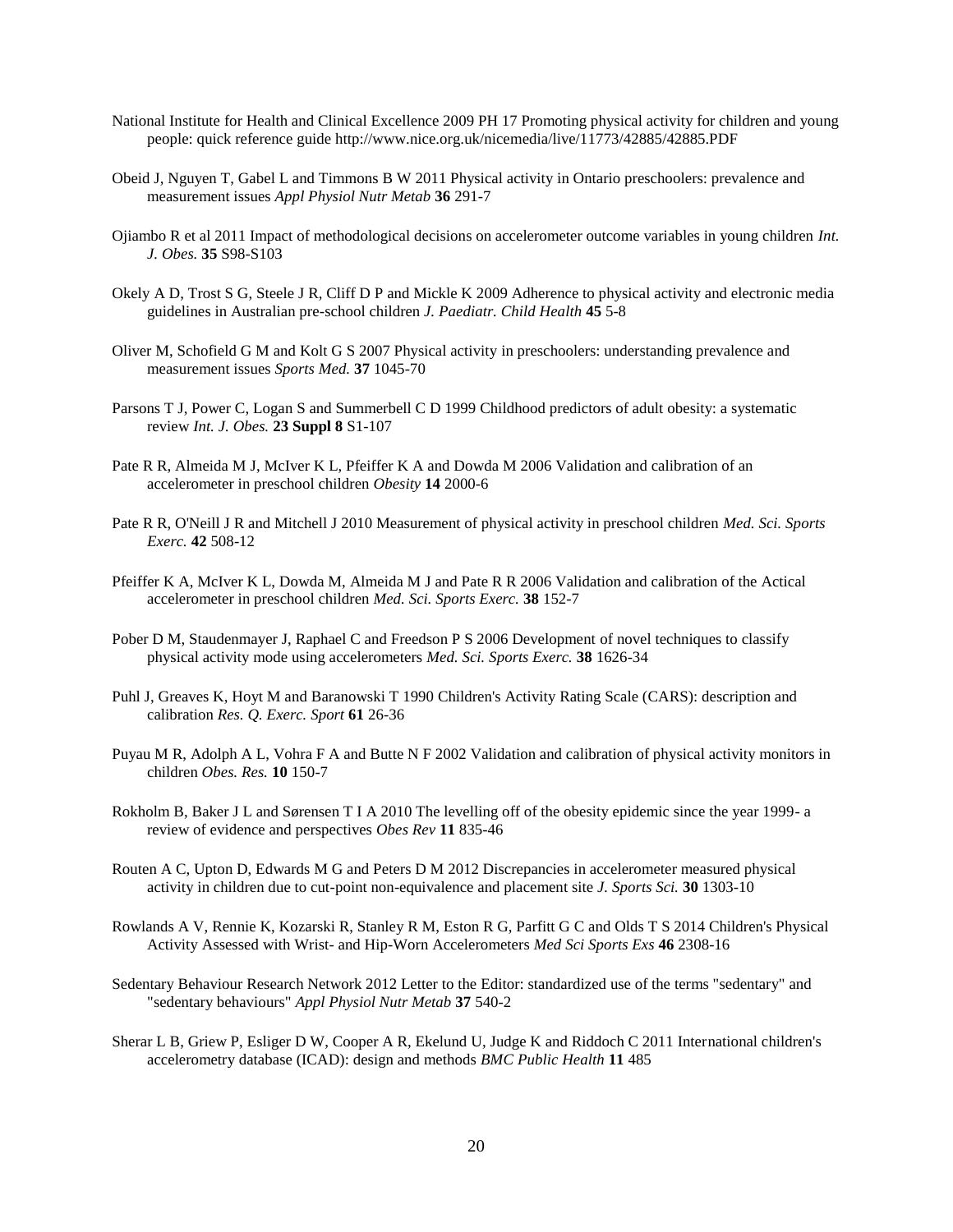National Institute for Health and Clinical Excellence 2009 PH 17 Promoting physical activity for children and young people: quick reference guide http://www.nice.org.uk/nicemedia/live/11773/42885/42885.PDF

Obeid J, Nguyen T, Gabel L and Timmons B W 2011 Physical activity in Ontario preschoolers: prevalence and measurement issues *Appl Physiol Nutr Metab* **36** 291-7

Ojiambo R et al 2011 Impact of methodological decisions on accelerometer outcome variables in young children *Int. J. Obes.* **35** S98-S103

Okely A D, Trost S G, Steele J R, Cliff D P and Mickle K 2009 Adherence to physical activity and electronic media guidelines in Australian pre-school children *J. Paediatr. Child Health* **45** 5-8

Oliver M, Schofield G M and Kolt G S 2007 Physical activity in preschoolers: understanding prevalence and measurement issues *Sports Med.* **37** 1045-70

Parsons T J, Power C, Logan S and Summerbell C D 1999 Childhood predictors of adult obesity: a systematic review *Int. J. Obes.* **23 Suppl 8** S1-107

Pate R R, Almeida M J, McIver K L, Pfeiffer K A and Dowda M 2006 Validation and calibration of an accelerometer in preschool children *Obesity* **14** 2000-6

Pate R R, O'Neill J R and Mitchell J 2010 Measurement of physical activity in preschool children *Med. Sci. Sports Exerc.* **42** 508-12

Pfeiffer K A, McIver K L, Dowda M, Almeida M J and Pate R R 2006 Validation and calibration of the Actical accelerometer in preschool children *Med. Sci. Sports Exerc.* **38** 152-7

Pober D M, Staudenmayer J, Raphael C and Freedson P S 2006 Development of novel techniques to classify physical activity mode using accelerometers *Med. Sci. Sports Exerc.* **38** 1626-34

Puhl J, Greaves K, Hoyt M and Baranowski T 1990 Children's Activity Rating Scale (CARS): description and calibration *Res. Q. Exerc. Sport* **61** 26-36

Puyau M R, Adolph A L, Vohra F A and Butte N F 2002 Validation and calibration of physical activity monitors in children *Obes. Res.* **10** 150-7

Rokholm B, Baker J L and Sørensen T I A 2010 The levelling off of the obesity epidemic since the year 1999- a review of evidence and perspectives *Obes Rev* **11** 835-46

Routen A C, Upton D, Edwards M G and Peters D M 2012 Discrepancies in accelerometer measured physical activity in children due to cut-point non-equivalence and placement site *J. Sports Sci.* **30** 1303-10

Rowlands A V, Rennie K, Kozarski R, Stanley R M, Eston R G, Parfitt G C and Olds T S 2014 Children's Physical Activity Assessed with Wrist- and Hip-Worn Accelerometers *Med Sci Sports Exs* **46** 2308-16

Sedentary Behaviour Research Network 2012 Letter to the Editor: standardized use of the terms "sedentary" and "sedentary behaviours" *Appl Physiol Nutr Metab* **37** 540-2

Sherar L B, Griew P, Esliger D W, Cooper A R, Ekelund U, Judge K and Riddoch C 2011 International children's accelerometry database (ICAD): design and methods *BMC Public Health* **11** 485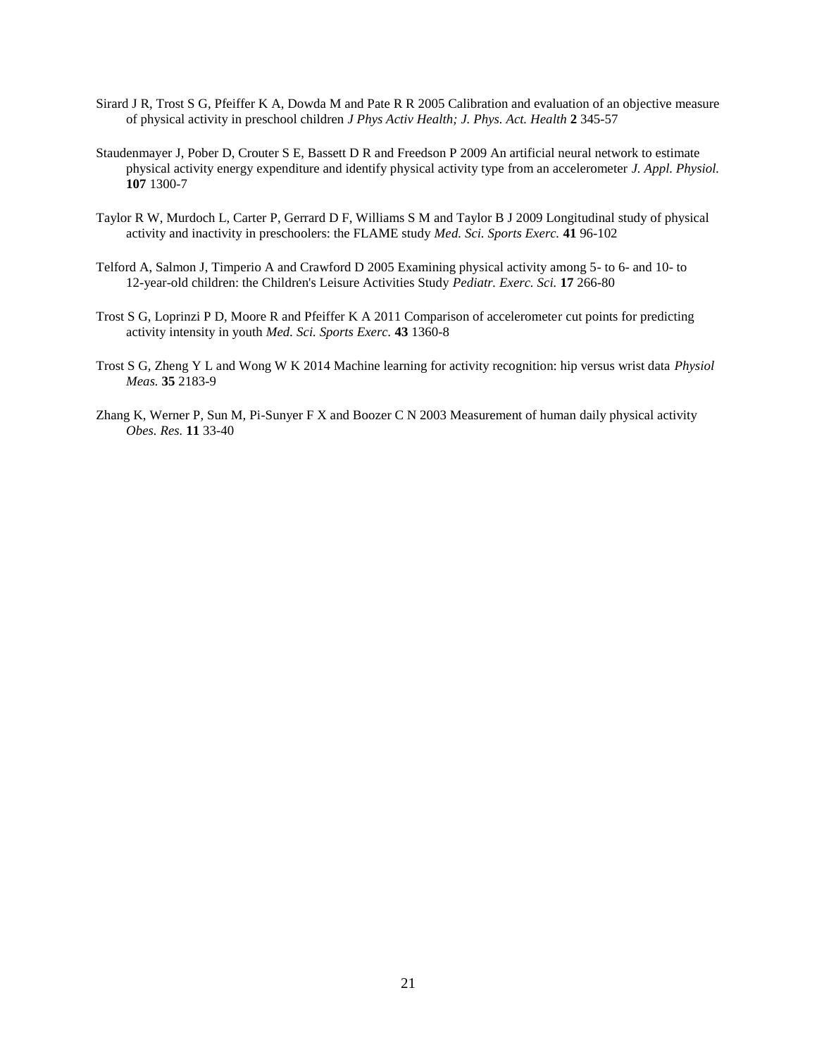Sirard J R, Trost S G, Pfeiffer K A, Dowda M and Pate R R 2005 Calibration and evaluation of an objective measure of physical activity in preschool children *J Phys Activ Health; J. Phys. Act. Health* **2** 345-57

Staudenmayer J, Pober D, Crouter S E, Bassett D R and Freedson P 2009 An artificial neural network to estimate physical activity energy expenditure and identify physical activity type from an accelerometer *J. Appl. Physiol.* **107** 1300-7

Taylor R W, Murdoch L, Carter P, Gerrard D F, Williams S M and Taylor B J 2009 Longitudinal study of physical activity and inactivity in preschoolers: the FLAME study *Med. Sci. Sports Exerc.* **41** 96-102

Telford A, Salmon J, Timperio A and Crawford D 2005 Examining physical activity among 5- to 6- and 10- to 12-year-old children: the Children's Leisure Activities Study *Pediatr. Exerc. Sci.* **17** 266-80

Trost S G, Loprinzi P D, Moore R and Pfeiffer K A 2011 Comparison of accelerometer cut points for predicting activity intensity in youth *Med. Sci. Sports Exerc.* **43** 1360-8

Trost S G, Zheng Y L and Wong W K 2014 Machine learning for activity recognition: hip versus wrist data *Physiol Meas.* **35** 2183-9

Zhang K, Werner P, Sun M, Pi-Sunyer F X and Boozer C N 2003 Measurement of human daily physical activity *Obes. Res.* **11** 33-40